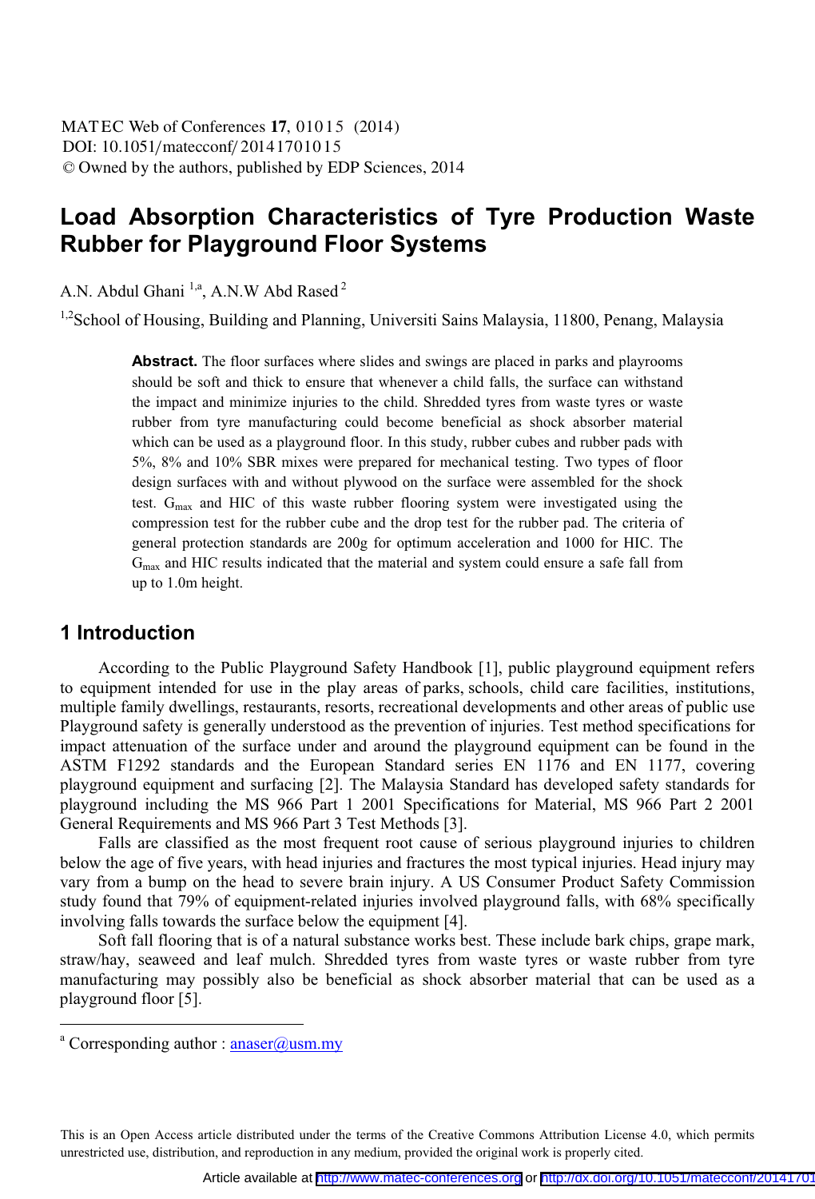# Load Absorption Characteristics of Tyre Production Waste Rubber for Playground Floor Systems

A.N. Abdul Ghani [1,a], A.N.W Abd Rased [2]

[1,2]School of Housing, Building and Planning, Universiti Sains Malaysia, 11800, Penang, Malaysia

**Abstract.** The floor surfaces where slides and swings are placed in parks and playrooms should be soft and thick to ensure that whenever a child falls, the surface can withstand the impact and minimize injuries to the child. Shredded tyres from waste tyres or waste rubber from tyre manufacturing could become beneficial as shock absorber material which can be used as a playground floor. In this study, rubber cubes and rubber pads with 5%, 8% and 10% SBR mixes were prepared for mechanical testing. Two types of floor design surfaces with and without plywood on the surface were assembled for the shock test. $G_{max}$ and HIC of this waste rubber flooring system were investigated using the compression test for the rubber cube and the drop test for the rubber pad. The criteria of general protection standards are 200g for optimum acceleration and 1000 for HIC. The $G_{max}$ and HIC results indicated that the material and system could ensure a safe fall from up to 1.0m height.

## 1 Introduction

According to the Public Playground Safety Handbook [1], public playground equipment refers to equipment intended for use in the play areas of parks, schools, child care facilities, institutions, multiple family dwellings, restaurants, resorts, recreational developments and other areas of public use Playground safety is generally understood as the prevention of injuries. Test method specifications for impact attenuation of the surface under and around the playground equipment can be found in the ASTM F1292 standards and the European Standard series EN 1176 and EN 1177, covering playground equipment and surfacing [2]. The Malaysia Standard has developed safety standards for playground including the MS 966 Part 1 2001 Specifications for Material, MS 966 Part 2 2001 General Requirements and MS 966 Part 3 Test Methods [3].

Falls are classified as the most frequent root cause of serious playground injuries to children below the age of five years, with head injuries and fractures the most typical injuries. Head injury may vary from a bump on the head to severe brain injury. A US Consumer Product Safety Commission study found that 79% of equipment-related injuries involved playground falls, with 68% specifically involving falls towards the surface below the equipment [4].

Soft fall flooring that is of a natural substance works best. These include bark chips, grape mark, straw/hay, seaweed and leaf mulch. Shredded tyres from waste tyres or waste rubber from tyre manufacturing may possibly also be beneficial as shock absorber material that can be used as a playground floor [5].

[a] Corresponding author : anaser@usm.my

This is an Open Access article distributed under the terms of the Creative Commons Attribution License 4.0, which permits unrestricted use, distribution, and reproduction in any medium, provided the original work is properly cited.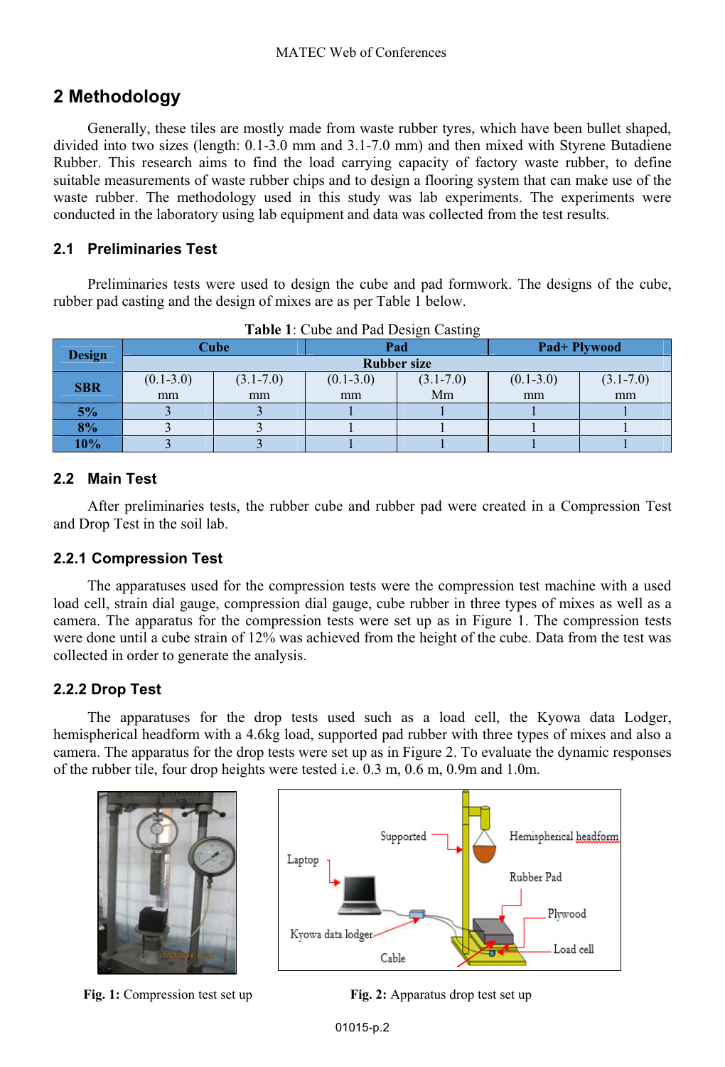## 2 Methodology

Generally, these tiles are mostly made from waste rubber tyres, which have been bullet shaped, divided into two sizes (length: 0.1-3.0 mm and 3.1-7.0 mm) and then mixed with Styrene Butadiene Rubber. This research aims to find the load carrying capacity of factory waste rubber, to define suitable measurements of waste rubber chips and to design a flooring system that can make use of the waste rubber. The methodology used in this study was lab experiments. The experiments were conducted in the laboratory using lab equipment and data was collected from the test results.

### 2.1 Preliminaries Test

Preliminaries tests were used to design the cube and pad formwork. The designs of the cube, rubber pad casting and the design of mixes are as per Table 1 below.

**Table 1**: Cube and Pad Design Casting

| Design | Cube | | Pad | | Pad+ Plywood | |
|---|---|---|---|---|---|---|
| | Rubber size | | | | | |
| SBR | (0.1-3.0) mm | (3.1-7.0) mm | (0.1-3.0) mm | (3.1-7.0) Mm | (0.1-3.0) mm | (3.1-7.0) mm |
| 5% | 3 | 3 | 1 | 1 | 1 | 1 |
| 8% | 3 | 3 | 1 | 1 | 1 | 1 |
| 10% | 3 | 3 | 1 | 1 | 1 | 1 |

### 2.2 Main Test

After preliminaries tests, the rubber cube and rubber pad were created in a Compression Test and Drop Test in the soil lab.

#### 2.2.1 Compression Test

The apparatuses used for the compression tests were the compression test machine with a used load cell, strain dial gauge, compression dial gauge, cube rubber in three types of mixes as well as a camera. The apparatus for the compression tests were set up as in Figure 1. The compression tests were done until a cube strain of 12% was achieved from the height of the cube. Data from the test was collected in order to generate the analysis.

#### 2.2.2 Drop Test

The apparatuses for the drop tests used such as a load cell, the Kyowa data Lodger, hemispherical headform with a 4.6kg load, supported pad rubber with three types of mixes and also a camera. The apparatus for the drop tests were set up as in Figure 2. To evaluate the dynamic responses of the rubber tile, four drop heights were tested i.e. 0.3 m, 0.6 m, 0.9m and 1.0m.

**Fig. 1:** Compression test set up

Supported · Hemispherical headform · Laptop · Rubber Pad · Plywood · Kyowa data lodger · Load cell · Cable

**Fig. 2:** Apparatus drop test set up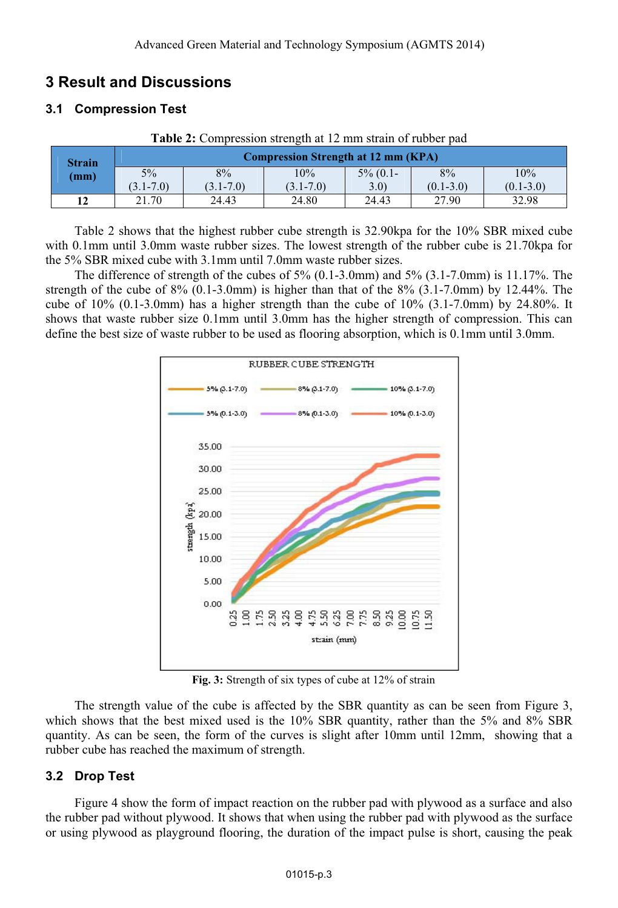## 3 Result and Discussions

### 3.1 Compression Test

**Table 2:** Compression strength at 12 mm strain of rubber pad

| Strain (mm) | Compression Strength at 12 mm (KPA) | | | | | |
|---|---|---|---|---|---|---|
| | 5% (3.1-7.0) | 8% (3.1-7.0) | 10% (3.1-7.0) | 5% (0.1-3.0) | 8% (0.1-3.0) | 10% (0.1-3.0) |
| **12** | 21.70 | 24.43 | 24.80 | 24.43 | 27.90 | 32.98 |

Table 2 shows that the highest rubber cube strength is 32.90kpa for the 10% SBR mixed cube with 0.1mm until 3.0mm waste rubber sizes. The lowest strength of the rubber cube is 21.70kpa for the 5% SBR mixed cube with 3.1mm until 7.0mm waste rubber sizes.

The difference of strength of the cubes of 5% (0.1-3.0mm) and 5% (3.1-7.0mm) is 11.17%. The strength of the cube of 8% (0.1-3.0mm) is higher than that of the 8% (3.1-7.0mm) by 12.44%. The cube of 10% (0.1-3.0mm) has a higher strength than the cube of 10% (3.1-7.0mm) by 24.80%. It shows that waste rubber size 0.1mm until 3.0mm has the higher strength of compression. This can define the best size of waste rubber to be used as flooring absorption, which is 0.1mm until 3.0mm.

**Fig. 3:** Strength of six types of cube at 12% of strain

The strength value of the cube is affected by the SBR quantity as can be seen from Figure 3, which shows that the best mixed used is the 10% SBR quantity, rather than the 5% and 8% SBR quantity. As can be seen, the form of the curves is slight after 10mm until 12mm, showing that a rubber cube has reached the maximum of strength.

### 3.2 Drop Test

Figure 4 show the form of impact reaction on the rubber pad with plywood as a surface and also the rubber pad without plywood. It shows that when using the rubber pad with plywood as the surface or using plywood as playground flooring, the duration of the impact pulse is short, causing the peak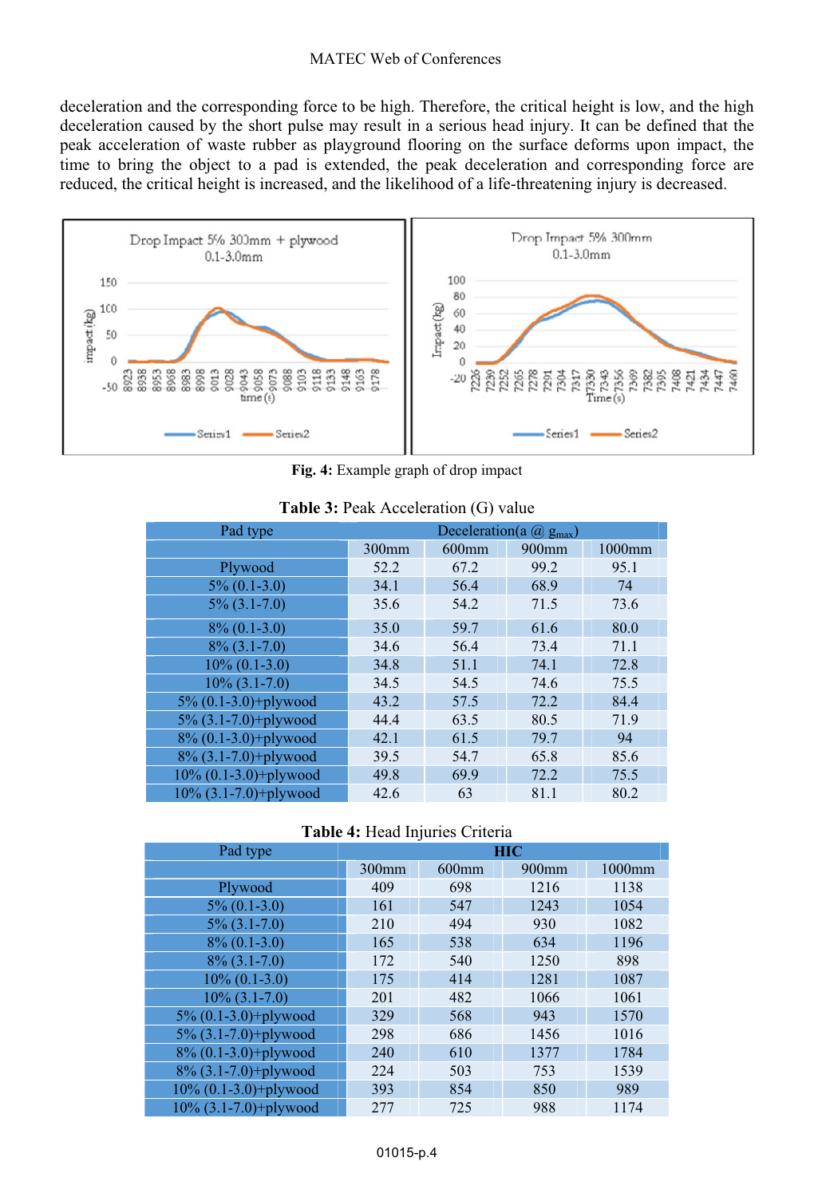deceleration and the corresponding force to be high. Therefore, the critical height is low, and the high deceleration caused by the short pulse may result in a serious head injury. It can be defined that the peak acceleration of waste rubber as playground flooring on the surface deforms upon impact, the time to bring the object to a pad is extended, the peak deceleration and corresponding force are reduced, the critical height is increased, and the likelihood of a life-threatening injury is decreased.

**Fig. 4:** Example graph of drop impact

**Table 3:** Peak Acceleration (G) value

| Pad type | Deceleration(a @ $g_{max}$) | | | |
|---|---|---|---|---|
| | 300mm | 600mm | 900mm | 1000mm |
| Plywood | 52.2 | 67.2 | 99.2 | 95.1 |
| 5% (0.1-3.0) | 34.1 | 56.4 | 68.9 | 74 |
| 5% (3.1-7.0) | 35.6 | 54.2 | 71.5 | 73.6 |
| 8% (0.1-3.0) | 35.0 | 59.7 | 61.6 | 80.0 |
| 8% (3.1-7.0) | 34.6 | 56.4 | 73.4 | 71.1 |
| 10% (0.1-3.0) | 34.8 | 51.1 | 74.1 | 72.8 |
| 10% (3.1-7.0) | 34.5 | 54.5 | 74.6 | 75.5 |
| 5% (0.1-3.0)+plywood | 43.2 | 57.5 | 72.2 | 84.4 |
| 5% (3.1-7.0)+plywood | 44.4 | 63.5 | 80.5 | 71.9 |
| 8% (0.1-3.0)+plywood | 42.1 | 61.5 | 79.7 | 94 |
| 8% (3.1-7.0)+plywood | 39.5 | 54.7 | 65.8 | 85.6 |
| 10% (0.1-3.0)+plywood | 49.8 | 69.9 | 72.2 | 75.5 |
| 10% (3.1-7.0)+plywood | 42.6 | 63 | 81.1 | 80.2 |

**Table 4:** Head Injuries Criteria

| Pad type | HIC | | | |
|---|---|---|---|---|
| | 300mm | 600mm | 900mm | 1000mm |
| Plywood | 409 | 698 | 1216 | 1138 |
| 5% (0.1-3.0) | 161 | 547 | 1243 | 1054 |
| 5% (3.1-7.0) | 210 | 494 | 930 | 1082 |
| 8% (0.1-3.0) | 165 | 538 | 634 | 1196 |
| 8% (3.1-7.0) | 172 | 540 | 1250 | 898 |
| 10% (0.1-3.0) | 175 | 414 | 1281 | 1087 |
| 10% (3.1-7.0) | 201 | 482 | 1066 | 1061 |
| 5% (0.1-3.0)+plywood | 329 | 568 | 943 | 1570 |
| 5% (3.1-7.0)+plywood | 298 | 686 | 1456 | 1016 |
| 8% (0.1-3.0)+plywood | 240 | 610 | 1377 | 1784 |
| 8% (3.1-7.0)+plywood | 224 | 503 | 753 | 1539 |
| 10% (0.1-3.0)+plywood | 393 | 854 | 850 | 989 |
| 10% (3.1-7.0)+plywood | 277 | 725 | 988 | 1174 |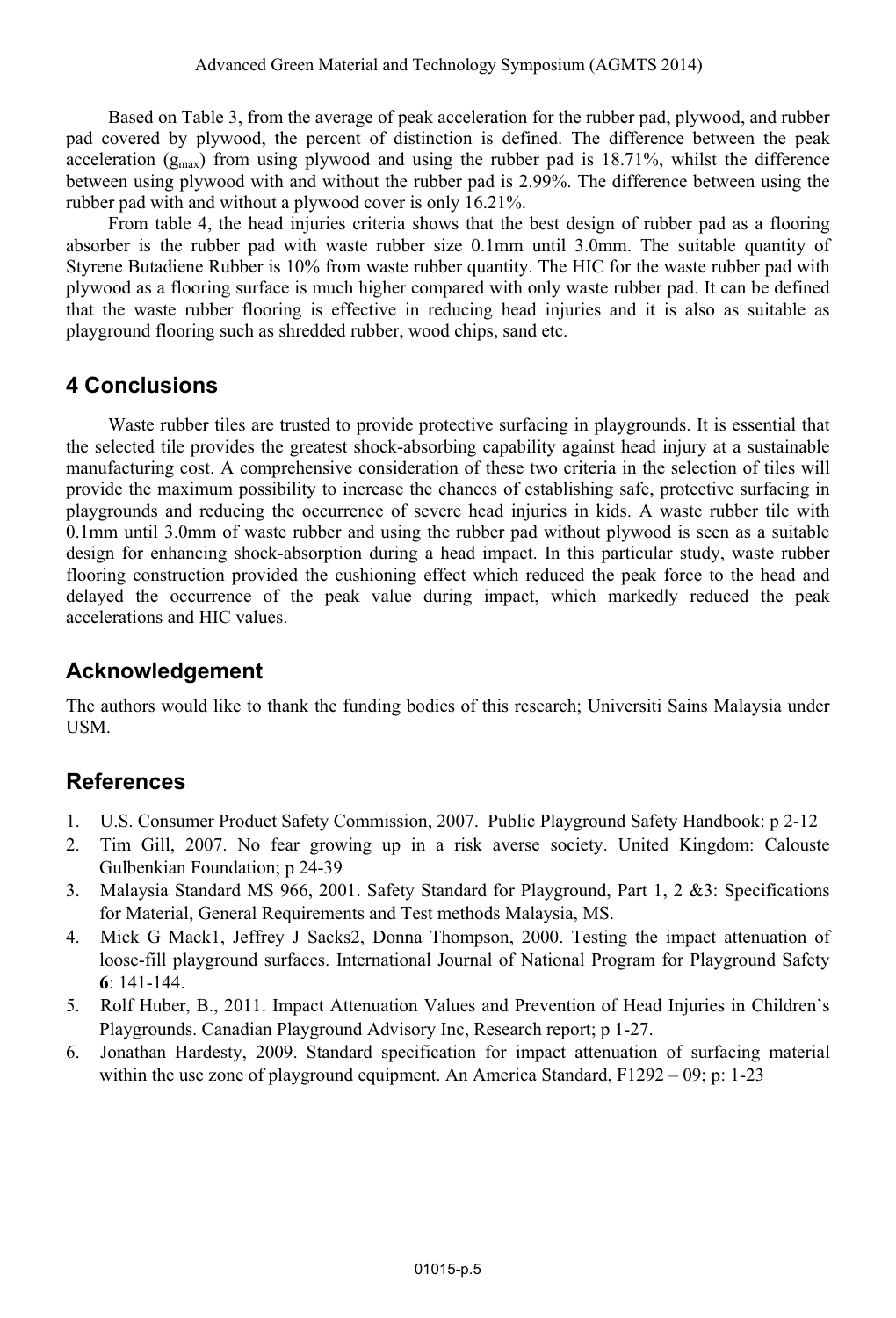Based on Table 3, from the average of peak acceleration for the rubber pad, plywood, and rubber pad covered by plywood, the percent of distinction is defined. The difference between the peak acceleration ($g_{max}$) from using plywood and using the rubber pad is 18.71%, whilst the difference between using plywood with and without the rubber pad is 2.99%. The difference between using the rubber pad with and without a plywood cover is only 16.21%.

From table 4, the head injuries criteria shows that the best design of rubber pad as a flooring absorber is the rubber pad with waste rubber size 0.1mm until 3.0mm. The suitable quantity of Styrene Butadiene Rubber is 10% from waste rubber quantity. The HIC for the waste rubber pad with plywood as a flooring surface is much higher compared with only waste rubber pad. It can be defined that the waste rubber flooring is effective in reducing head injuries and it is also as suitable as playground flooring such as shredded rubber, wood chips, sand etc.

## 4 Conclusions

Waste rubber tiles are trusted to provide protective surfacing in playgrounds. It is essential that the selected tile provides the greatest shock-absorbing capability against head injury at a sustainable manufacturing cost. A comprehensive consideration of these two criteria in the selection of tiles will provide the maximum possibility to increase the chances of establishing safe, protective surfacing in playgrounds and reducing the occurrence of severe head injuries in kids. A waste rubber tile with 0.1mm until 3.0mm of waste rubber and using the rubber pad without plywood is seen as a suitable design for enhancing shock-absorption during a head impact. In this particular study, waste rubber flooring construction provided the cushioning effect which reduced the peak force to the head and delayed the occurrence of the peak value during impact, which markedly reduced the peak accelerations and HIC values.

## Acknowledgement

The authors would like to thank the funding bodies of this research; Universiti Sains Malaysia under USM.

## References

1. U.S. Consumer Product Safety Commission, 2007. Public Playground Safety Handbook: p 2-12
2. Tim Gill, 2007. No fear growing up in a risk averse society. United Kingdom: Calouste Gulbenkian Foundation; p 24-39
3. Malaysia Standard MS 966, 2001. Safety Standard for Playground, Part 1, 2 &3: Specifications for Material, General Requirements and Test methods Malaysia, MS.
4. Mick G Mack1, Jeffrey J Sacks2, Donna Thompson, 2000. Testing the impact attenuation of loose-fill playground surfaces. International Journal of National Program for Playground Safety **6**: 141-144.
5. Rolf Huber, B., 2011. Impact Attenuation Values and Prevention of Head Injuries in Children's Playgrounds. Canadian Playground Advisory Inc, Research report; p 1-27.
6. Jonathan Hardesty, 2009. Standard specification for impact attenuation of surfacing material within the use zone of playground equipment. An America Standard, F1292 – 09; p: 1-23